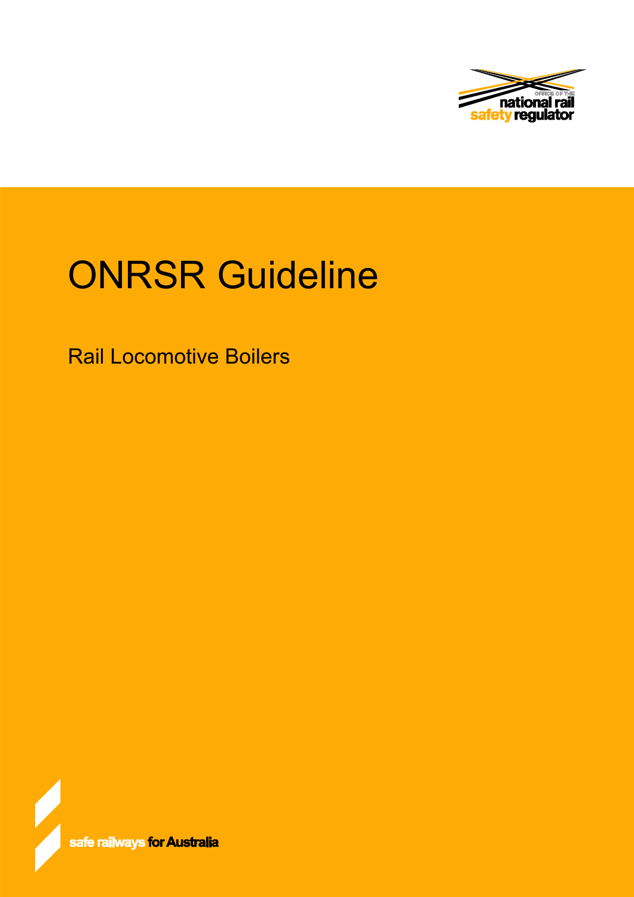# ONRSR Guideline

## Rail Locomotive Boilers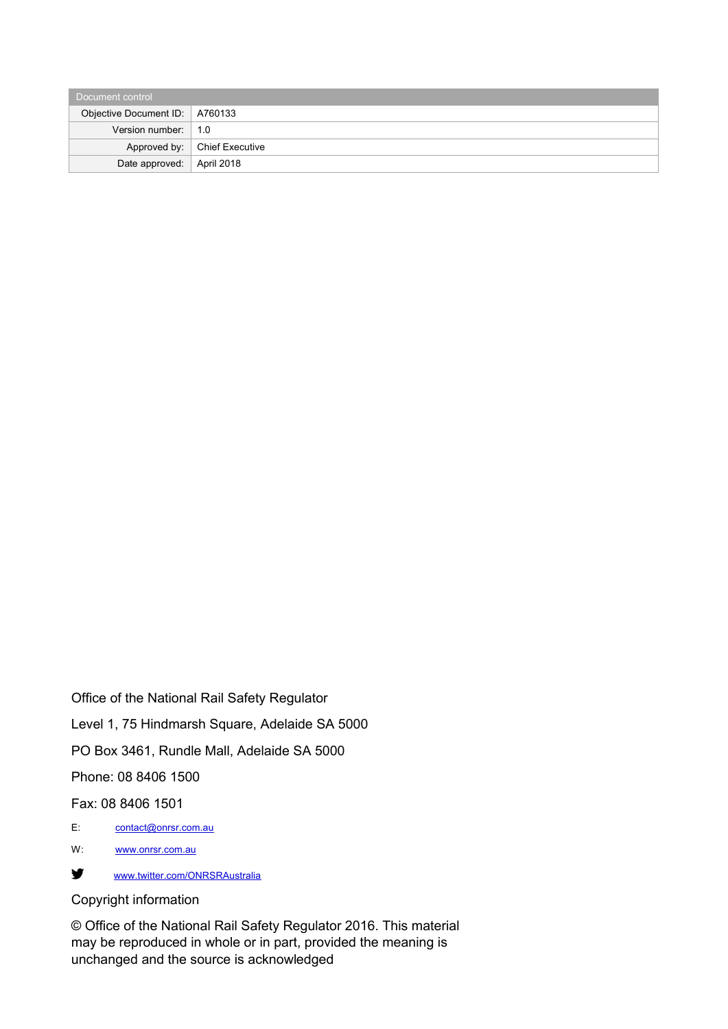| Document control | |
|---|---|
| Objective Document ID: | A760133 |
| Version number: | 1.0 |
| Approved by: | Chief Executive |
| Date approved: | April 2018 |

Office of the National Rail Safety Regulator

Level 1, 75 Hindmarsh Square, Adelaide SA 5000

PO Box 3461, Rundle Mall, Adelaide SA 5000

Phone: 08 8406 1500

Fax: 08 8406 1501

E: contact@onrsr.com.au

W: www.onrsr.com.au

www.twitter.com/ONRSRAustralia

Copyright information

© Office of the National Rail Safety Regulator 2016. This material may be reproduced in whole or in part, provided the meaning is unchanged and the source is acknowledged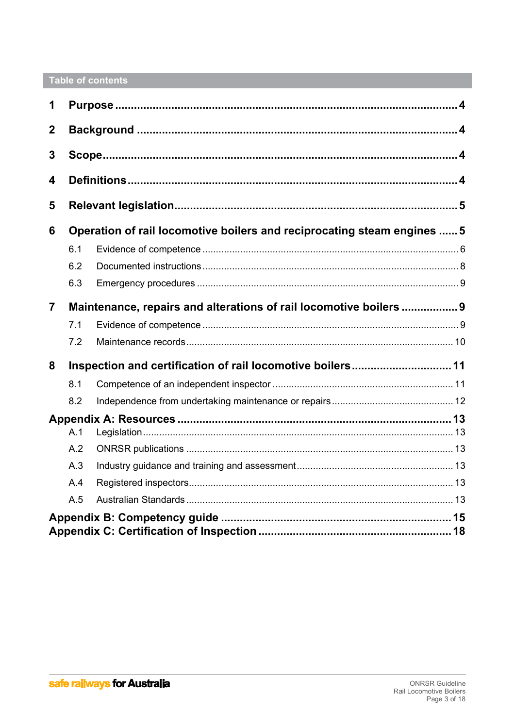## Table of contents

| | | |
|---|---|---|
| **1** | **Purpose** | **4** |
| **2** | **Background** | **4** |
| **3** | **Scope** | **4** |
| **4** | **Definitions** | **4** |
| **5** | **Relevant legislation** | **5** |
| **6** | **Operation of rail locomotive boilers and reciprocating steam engines** | **5** |
| 6.1 | Evidence of competence | 6 |
| 6.2 | Documented instructions | 8 |
| 6.3 | Emergency procedures | 9 |
| **7** | **Maintenance, repairs and alterations of rail locomotive boilers** | **9** |
| 7.1 | Evidence of competence | 9 |
| 7.2 | Maintenance records | 10 |
| **8** | **Inspection and certification of rail locomotive boilers** | **11** |
| 8.1 | Competence of an independent inspector | 11 |
| 8.2 | Independence from undertaking maintenance or repairs | 12 |
| **Appendix A: Resources** | | **13** |
| A.1 | Legislation | 13 |
| A.2 | ONRSR publications | 13 |
| A.3 | Industry guidance and training and assessment | 13 |
| A.4 | Registered inspectors | 13 |
| A.5 | Australian Standards | 13 |
| **Appendix B: Competency guide** | | **15** |
| **Appendix C: Certification of Inspection** | | **18** |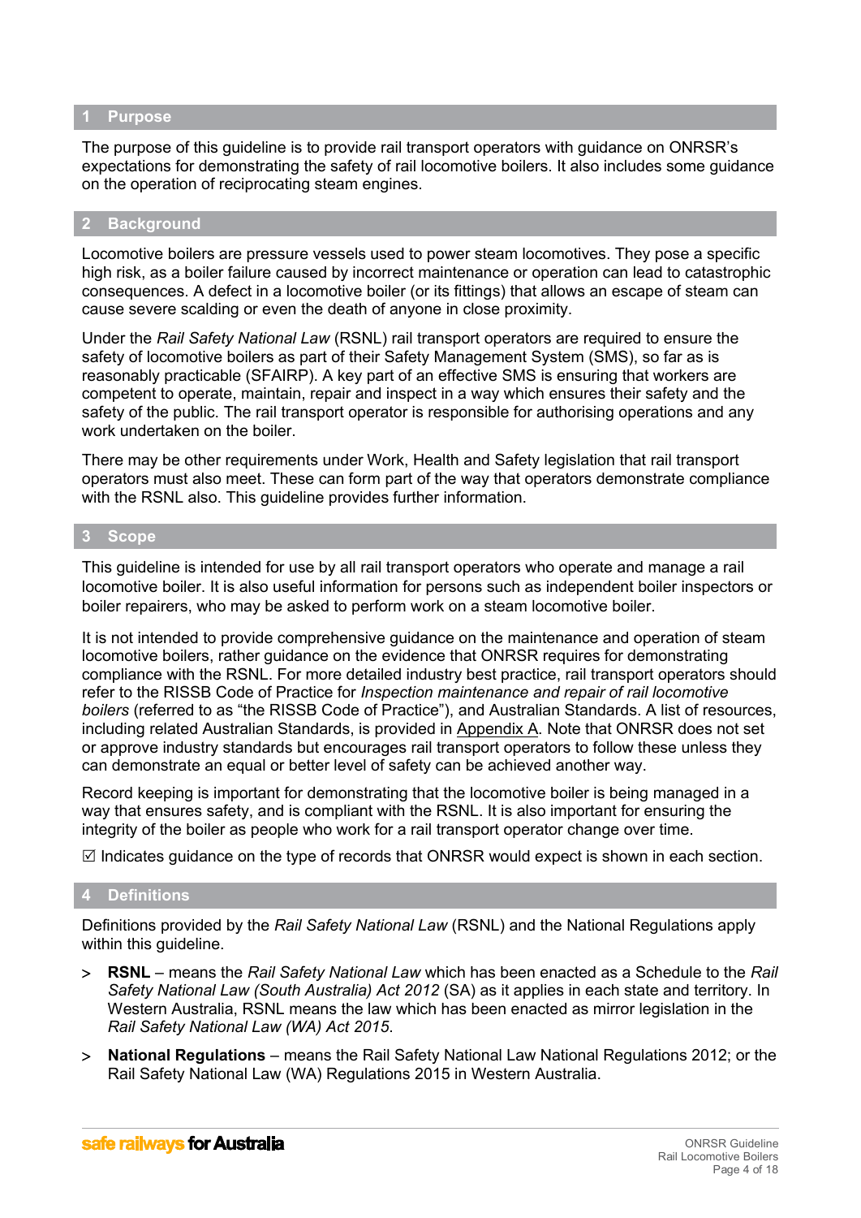## 1 Purpose

The purpose of this guideline is to provide rail transport operators with guidance on ONRSR's expectations for demonstrating the safety of rail locomotive boilers. It also includes some guidance on the operation of reciprocating steam engines.

## 2 Background

Locomotive boilers are pressure vessels used to power steam locomotives. They pose a specific high risk, as a boiler failure caused by incorrect maintenance or operation can lead to catastrophic consequences. A defect in a locomotive boiler (or its fittings) that allows an escape of steam can cause severe scalding or even the death of anyone in close proximity.

Under the *Rail Safety National Law* (RSNL) rail transport operators are required to ensure the safety of locomotive boilers as part of their Safety Management System (SMS), so far as is reasonably practicable (SFAIRP). A key part of an effective SMS is ensuring that workers are competent to operate, maintain, repair and inspect in a way which ensures their safety and the safety of the public. The rail transport operator is responsible for authorising operations and any work undertaken on the boiler.

There may be other requirements under Work, Health and Safety legislation that rail transport operators must also meet. These can form part of the way that operators demonstrate compliance with the RSNL also. This guideline provides further information.

## 3 Scope

This guideline is intended for use by all rail transport operators who operate and manage a rail locomotive boiler. It is also useful information for persons such as independent boiler inspectors or boiler repairers, who may be asked to perform work on a steam locomotive boiler.

It is not intended to provide comprehensive guidance on the maintenance and operation of steam locomotive boilers, rather guidance on the evidence that ONRSR requires for demonstrating compliance with the RSNL. For more detailed industry best practice, rail transport operators should refer to the RISSB Code of Practice for *Inspection maintenance and repair of rail locomotive boilers* (referred to as "the RISSB Code of Practice"), and Australian Standards. A list of resources, including related Australian Standards, is provided in Appendix A. Note that ONRSR does not set or approve industry standards but encourages rail transport operators to follow these unless they can demonstrate an equal or better level of safety can be achieved another way.

Record keeping is important for demonstrating that the locomotive boiler is being managed in a way that ensures safety, and is compliant with the RSNL. It is also important for ensuring the integrity of the boiler as people who work for a rail transport operator change over time.

☑ Indicates guidance on the type of records that ONRSR would expect is shown in each section.

## 4 Definitions

Definitions provided by the *Rail Safety National Law* (RSNL) and the National Regulations apply within this guideline.

- **RSNL** – means the *Rail Safety National Law* which has been enacted as a Schedule to the *Rail Safety National Law (South Australia) Act 2012* (SA) as it applies in each state and territory. In Western Australia, RSNL means the law which has been enacted as mirror legislation in the *Rail Safety National Law (WA) Act 2015.*
- **National Regulations** – means the Rail Safety National Law National Regulations 2012; or the Rail Safety National Law (WA) Regulations 2015 in Western Australia.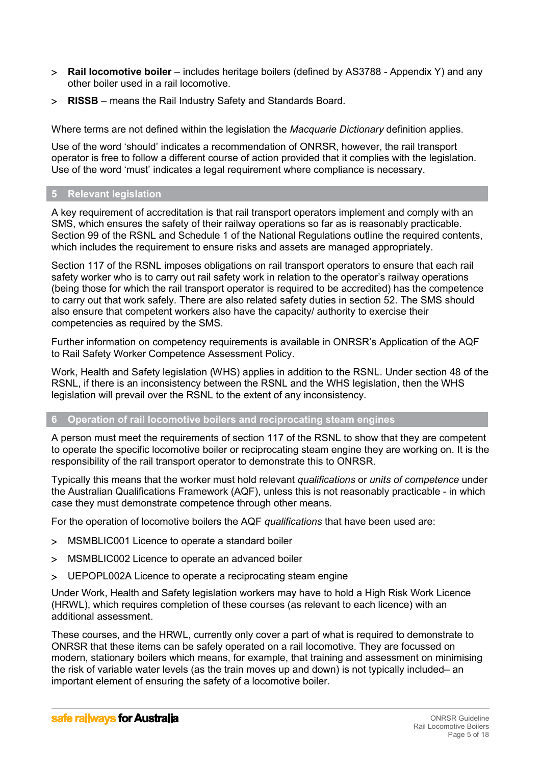- **Rail locomotive boiler** – includes heritage boilers (defined by AS3788 - Appendix Y) and any other boiler used in a rail locomotive.
- **RISSB** – means the Rail Industry Safety and Standards Board.

Where terms are not defined within the legislation the *Macquarie Dictionary* definition applies.

Use of the word 'should' indicates a recommendation of ONRSR, however, the rail transport operator is free to follow a different course of action provided that it complies with the legislation. Use of the word 'must' indicates a legal requirement where compliance is necessary.

## 5 Relevant legislation

A key requirement of accreditation is that rail transport operators implement and comply with an SMS, which ensures the safety of their railway operations so far as is reasonably practicable. Section 99 of the RSNL and Schedule 1 of the National Regulations outline the required contents, which includes the requirement to ensure risks and assets are managed appropriately.

Section 117 of the RSNL imposes obligations on rail transport operators to ensure that each rail safety worker who is to carry out rail safety work in relation to the operator's railway operations (being those for which the rail transport operator is required to be accredited) has the competence to carry out that work safely. There are also related safety duties in section 52. The SMS should also ensure that competent workers also have the capacity/ authority to exercise their competencies as required by the SMS.

Further information on competency requirements is available in ONRSR's Application of the AQF to Rail Safety Worker Competence Assessment Policy.

Work, Health and Safety legislation (WHS) applies in addition to the RSNL. Under section 48 of the RSNL, if there is an inconsistency between the RSNL and the WHS legislation, then the WHS legislation will prevail over the RSNL to the extent of any inconsistency.

## 6 Operation of rail locomotive boilers and reciprocating steam engines

A person must meet the requirements of section 117 of the RSNL to show that they are competent to operate the specific locomotive boiler or reciprocating steam engine they are working on. It is the responsibility of the rail transport operator to demonstrate this to ONRSR.

Typically this means that the worker must hold relevant *qualifications* or *units of competence* under the Australian Qualifications Framework (AQF), unless this is not reasonably practicable - in which case they must demonstrate competence through other means.

For the operation of locomotive boilers the AQF *qualifications* that have been used are:

- MSMBLIC001 Licence to operate a standard boiler
- MSMBLIC002 Licence to operate an advanced boiler
- UEPOPL002A Licence to operate a reciprocating steam engine

Under Work, Health and Safety legislation workers may have to hold a High Risk Work Licence (HRWL), which requires completion of these courses (as relevant to each licence) with an additional assessment.

These courses, and the HRWL, currently only cover a part of what is required to demonstrate to ONRSR that these items can be safely operated on a rail locomotive. They are focussed on modern, stationary boilers which means, for example, that training and assessment on minimising the risk of variable water levels (as the train moves up and down) is not typically included– an important element of ensuring the safety of a locomotive boiler.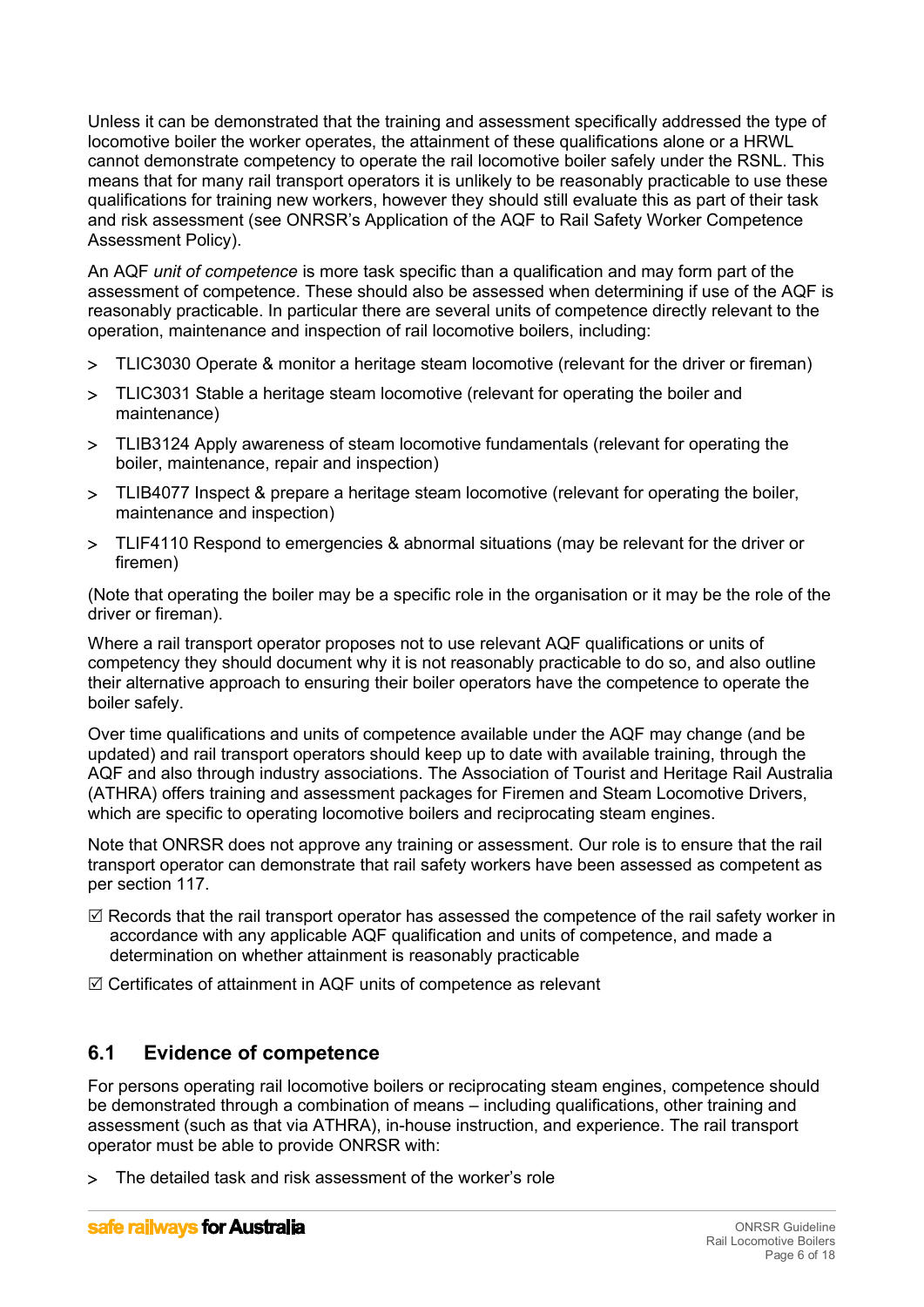Unless it can be demonstrated that the training and assessment specifically addressed the type of locomotive boiler the worker operates, the attainment of these qualifications alone or a HRWL cannot demonstrate competency to operate the rail locomotive boiler safely under the RSNL. This means that for many rail transport operators it is unlikely to be reasonably practicable to use these qualifications for training new workers, however they should still evaluate this as part of their task and risk assessment (see ONRSR's Application of the AQF to Rail Safety Worker Competence Assessment Policy).

An AQF *unit of competence* is more task specific than a qualification and may form part of the assessment of competence. These should also be assessed when determining if use of the AQF is reasonably practicable. In particular there are several units of competence directly relevant to the operation, maintenance and inspection of rail locomotive boilers, including:

- TLIC3030 Operate & monitor a heritage steam locomotive (relevant for the driver or fireman)
- TLIC3031 Stable a heritage steam locomotive (relevant for operating the boiler and maintenance)
- TLIB3124 Apply awareness of steam locomotive fundamentals (relevant for operating the boiler, maintenance, repair and inspection)
- TLIB4077 Inspect & prepare a heritage steam locomotive (relevant for operating the boiler, maintenance and inspection)
- TLIF4110 Respond to emergencies & abnormal situations (may be relevant for the driver or firemen)

(Note that operating the boiler may be a specific role in the organisation or it may be the role of the driver or fireman).

Where a rail transport operator proposes not to use relevant AQF qualifications or units of competency they should document why it is not reasonably practicable to do so, and also outline their alternative approach to ensuring their boiler operators have the competence to operate the boiler safely.

Over time qualifications and units of competence available under the AQF may change (and be updated) and rail transport operators should keep up to date with available training, through the AQF and also through industry associations. The Association of Tourist and Heritage Rail Australia (ATHRA) offers training and assessment packages for Firemen and Steam Locomotive Drivers, which are specific to operating locomotive boilers and reciprocating steam engines.

Note that ONRSR does not approve any training or assessment. Our role is to ensure that the rail transport operator can demonstrate that rail safety workers have been assessed as competent as per section 117.

☑ Records that the rail transport operator has assessed the competence of the rail safety worker in accordance with any applicable AQF qualification and units of competence, and made a determination on whether attainment is reasonably practicable

☑ Certificates of attainment in AQF units of competence as relevant

## 6.1 Evidence of competence

For persons operating rail locomotive boilers or reciprocating steam engines, competence should be demonstrated through a combination of means – including qualifications, other training and assessment (such as that via ATHRA), in-house instruction, and experience. The rail transport operator must be able to provide ONRSR with:

- The detailed task and risk assessment of the worker's role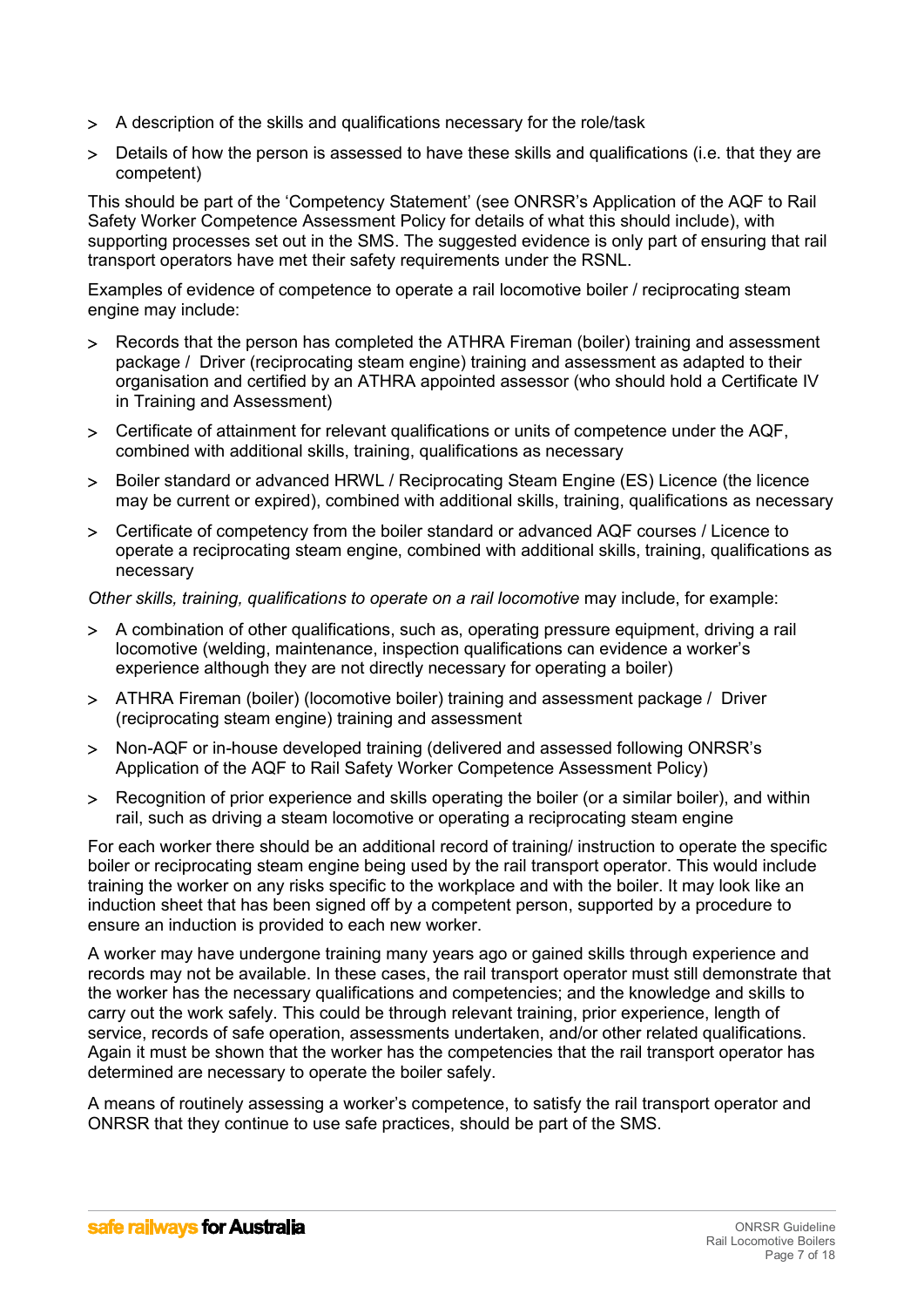- A description of the skills and qualifications necessary for the role/task
- Details of how the person is assessed to have these skills and qualifications (i.e. that they are competent)

This should be part of the 'Competency Statement' (see ONRSR's Application of the AQF to Rail Safety Worker Competence Assessment Policy for details of what this should include), with supporting processes set out in the SMS. The suggested evidence is only part of ensuring that rail transport operators have met their safety requirements under the RSNL.

Examples of evidence of competence to operate a rail locomotive boiler / reciprocating steam engine may include:

- Records that the person has completed the ATHRA Fireman (boiler) training and assessment package / Driver (reciprocating steam engine) training and assessment as adapted to their organisation and certified by an ATHRA appointed assessor (who should hold a Certificate IV in Training and Assessment)
- Certificate of attainment for relevant qualifications or units of competence under the AQF, combined with additional skills, training, qualifications as necessary
- Boiler standard or advanced HRWL / Reciprocating Steam Engine (ES) Licence (the licence may be current or expired), combined with additional skills, training, qualifications as necessary
- Certificate of competency from the boiler standard or advanced AQF courses / Licence to operate a reciprocating steam engine, combined with additional skills, training, qualifications as necessary

*Other skills, training, qualifications to operate on a rail locomotive* may include, for example:

- A combination of other qualifications, such as, operating pressure equipment, driving a rail locomotive (welding, maintenance, inspection qualifications can evidence a worker's experience although they are not directly necessary for operating a boiler)
- ATHRA Fireman (boiler) (locomotive boiler) training and assessment package / Driver (reciprocating steam engine) training and assessment
- Non-AQF or in-house developed training (delivered and assessed following ONRSR's Application of the AQF to Rail Safety Worker Competence Assessment Policy)
- Recognition of prior experience and skills operating the boiler (or a similar boiler), and within rail, such as driving a steam locomotive or operating a reciprocating steam engine

For each worker there should be an additional record of training/ instruction to operate the specific boiler or reciprocating steam engine being used by the rail transport operator. This would include training the worker on any risks specific to the workplace and with the boiler. It may look like an induction sheet that has been signed off by a competent person, supported by a procedure to ensure an induction is provided to each new worker.

A worker may have undergone training many years ago or gained skills through experience and records may not be available. In these cases, the rail transport operator must still demonstrate that the worker has the necessary qualifications and competencies; and the knowledge and skills to carry out the work safely. This could be through relevant training, prior experience, length of service, records of safe operation, assessments undertaken, and/or other related qualifications. Again it must be shown that the worker has the competencies that the rail transport operator has determined are necessary to operate the boiler safely.

A means of routinely assessing a worker's competence, to satisfy the rail transport operator and ONRSR that they continue to use safe practices, should be part of the SMS.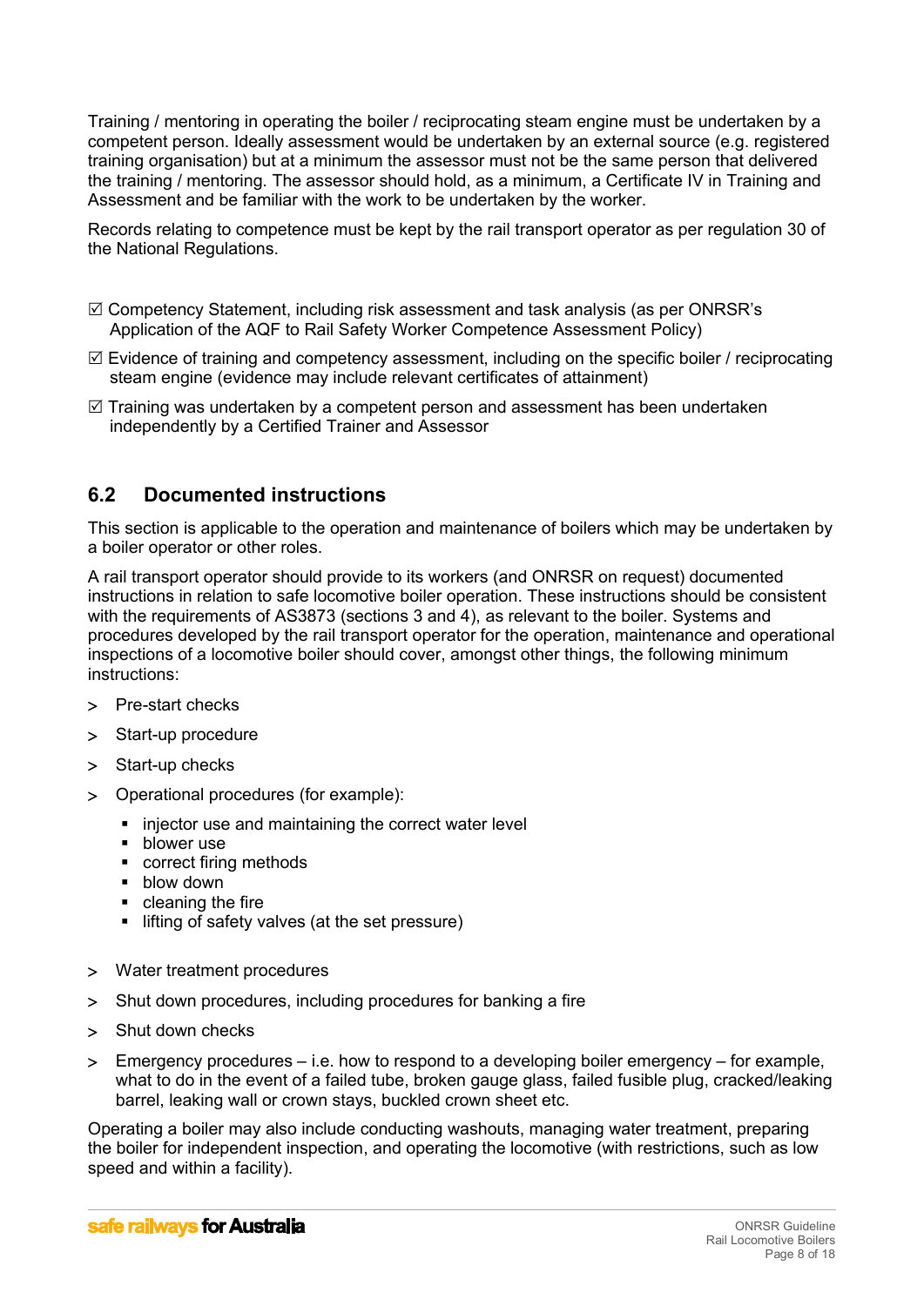Training / mentoring in operating the boiler / reciprocating steam engine must be undertaken by a competent person. Ideally assessment would be undertaken by an external source (e.g. registered training organisation) but at a minimum the assessor must not be the same person that delivered the training / mentoring. The assessor should hold, as a minimum, a Certificate IV in Training and Assessment and be familiar with the work to be undertaken by the worker.

Records relating to competence must be kept by the rail transport operator as per regulation 30 of the National Regulations.

☑ Competency Statement, including risk assessment and task analysis (as per ONRSR's Application of the AQF to Rail Safety Worker Competence Assessment Policy)

☑ Evidence of training and competency assessment, including on the specific boiler / reciprocating steam engine (evidence may include relevant certificates of attainment)

☑ Training was undertaken by a competent person and assessment has been undertaken independently by a Certified Trainer and Assessor

## 6.2 Documented instructions

This section is applicable to the operation and maintenance of boilers which may be undertaken by a boiler operator or other roles.

A rail transport operator should provide to its workers (and ONRSR on request) documented instructions in relation to safe locomotive boiler operation. These instructions should be consistent with the requirements of AS3873 (sections 3 and 4), as relevant to the boiler. Systems and procedures developed by the rail transport operator for the operation, maintenance and operational inspections of a locomotive boiler should cover, amongst other things, the following minimum instructions:

- Pre-start checks
- Start-up procedure
- Start-up checks
- Operational procedures (for example):
  - injector use and maintaining the correct water level
  - blower use
  - correct firing methods
  - blow down
  - cleaning the fire
  - lifting of safety valves (at the set pressure)
- Water treatment procedures
- Shut down procedures, including procedures for banking a fire
- Shut down checks
- Emergency procedures – i.e. how to respond to a developing boiler emergency – for example, what to do in the event of a failed tube, broken gauge glass, failed fusible plug, cracked/leaking barrel, leaking wall or crown stays, buckled crown sheet etc.

Operating a boiler may also include conducting washouts, managing water treatment, preparing the boiler for independent inspection, and operating the locomotive (with restrictions, such as low speed and within a facility).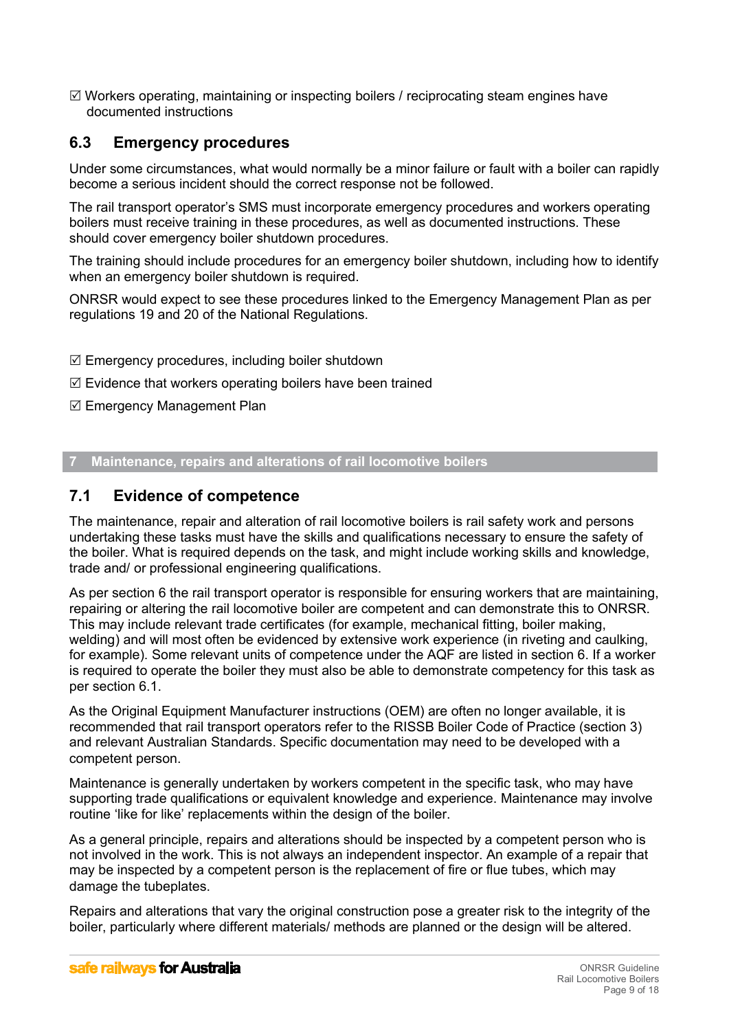☑ Workers operating, maintaining or inspecting boilers / reciprocating steam engines have documented instructions

## 6.3 Emergency procedures

Under some circumstances, what would normally be a minor failure or fault with a boiler can rapidly become a serious incident should the correct response not be followed.

The rail transport operator's SMS must incorporate emergency procedures and workers operating boilers must receive training in these procedures, as well as documented instructions. These should cover emergency boiler shutdown procedures.

The training should include procedures for an emergency boiler shutdown, including how to identify when an emergency boiler shutdown is required.

ONRSR would expect to see these procedures linked to the Emergency Management Plan as per regulations 19 and 20 of the National Regulations.

☑ Emergency procedures, including boiler shutdown

☑ Evidence that workers operating boilers have been trained

☑ Emergency Management Plan

# 7 Maintenance, repairs and alterations of rail locomotive boilers

## 7.1 Evidence of competence

The maintenance, repair and alteration of rail locomotive boilers is rail safety work and persons undertaking these tasks must have the skills and qualifications necessary to ensure the safety of the boiler. What is required depends on the task, and might include working skills and knowledge, trade and/ or professional engineering qualifications.

As per section 6 the rail transport operator is responsible for ensuring workers that are maintaining, repairing or altering the rail locomotive boiler are competent and can demonstrate this to ONRSR. This may include relevant trade certificates (for example, mechanical fitting, boiler making, welding) and will most often be evidenced by extensive work experience (in riveting and caulking, for example). Some relevant units of competence under the AQF are listed in section 6. If a worker is required to operate the boiler they must also be able to demonstrate competency for this task as per section 6.1.

As the Original Equipment Manufacturer instructions (OEM) are often no longer available, it is recommended that rail transport operators refer to the RISSB Boiler Code of Practice (section 3) and relevant Australian Standards. Specific documentation may need to be developed with a competent person.

Maintenance is generally undertaken by workers competent in the specific task, who may have supporting trade qualifications or equivalent knowledge and experience. Maintenance may involve routine 'like for like' replacements within the design of the boiler.

As a general principle, repairs and alterations should be inspected by a competent person who is not involved in the work. This is not always an independent inspector. An example of a repair that may be inspected by a competent person is the replacement of fire or flue tubes, which may damage the tubeplates.

Repairs and alterations that vary the original construction pose a greater risk to the integrity of the boiler, particularly where different materials/ methods are planned or the design will be altered.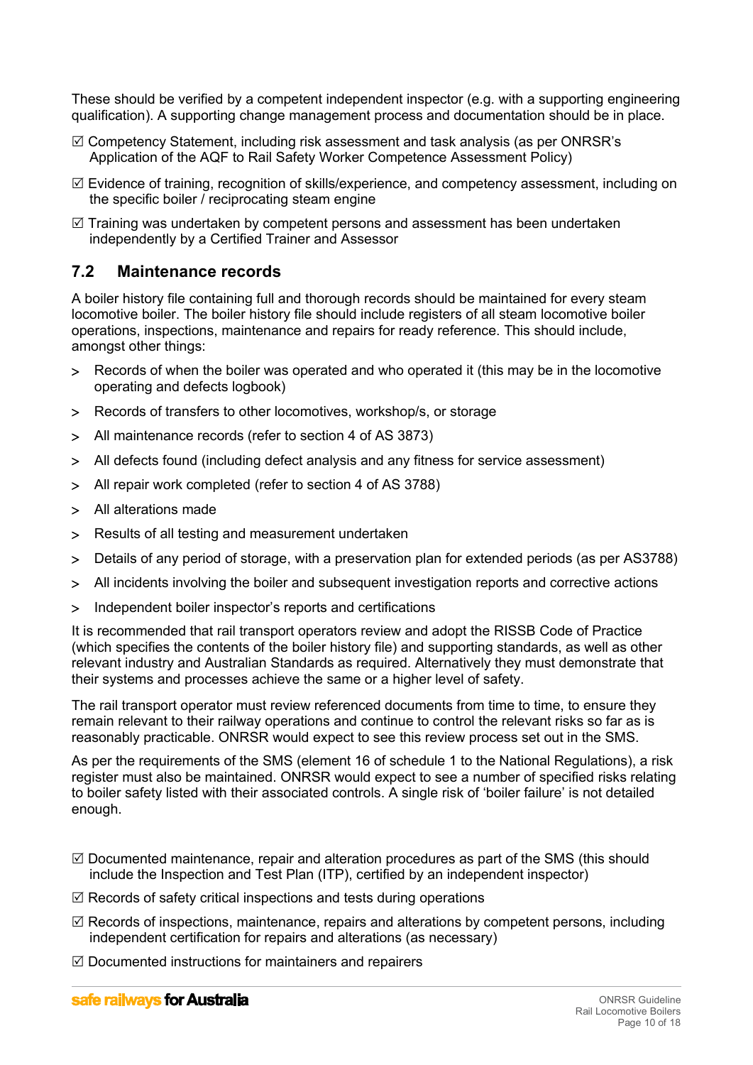These should be verified by a competent independent inspector (e.g. with a supporting engineering qualification). A supporting change management process and documentation should be in place.

☑ Competency Statement, including risk assessment and task analysis (as per ONRSR's Application of the AQF to Rail Safety Worker Competence Assessment Policy)

☑ Evidence of training, recognition of skills/experience, and competency assessment, including on the specific boiler / reciprocating steam engine

☑ Training was undertaken by competent persons and assessment has been undertaken independently by a Certified Trainer and Assessor

## 7.2 Maintenance records

A boiler history file containing full and thorough records should be maintained for every steam locomotive boiler. The boiler history file should include registers of all steam locomotive boiler operations, inspections, maintenance and repairs for ready reference. This should include, amongst other things:

- Records of when the boiler was operated and who operated it (this may be in the locomotive operating and defects logbook)
- Records of transfers to other locomotives, workshop/s, or storage
- All maintenance records (refer to section 4 of AS 3873)
- All defects found (including defect analysis and any fitness for service assessment)
- All repair work completed (refer to section 4 of AS 3788)
- All alterations made
- Results of all testing and measurement undertaken
- Details of any period of storage, with a preservation plan for extended periods (as per AS3788)
- All incidents involving the boiler and subsequent investigation reports and corrective actions
- Independent boiler inspector's reports and certifications

It is recommended that rail transport operators review and adopt the RISSB Code of Practice (which specifies the contents of the boiler history file) and supporting standards, as well as other relevant industry and Australian Standards as required. Alternatively they must demonstrate that their systems and processes achieve the same or a higher level of safety.

The rail transport operator must review referenced documents from time to time, to ensure they remain relevant to their railway operations and continue to control the relevant risks so far as is reasonably practicable. ONRSR would expect to see this review process set out in the SMS.

As per the requirements of the SMS (element 16 of schedule 1 to the National Regulations), a risk register must also be maintained. ONRSR would expect to see a number of specified risks relating to boiler safety listed with their associated controls. A single risk of 'boiler failure' is not detailed enough.

☑ Documented maintenance, repair and alteration procedures as part of the SMS (this should include the Inspection and Test Plan (ITP), certified by an independent inspector)

☑ Records of safety critical inspections and tests during operations

☑ Records of inspections, maintenance, repairs and alterations by competent persons, including independent certification for repairs and alterations (as necessary)

☑ Documented instructions for maintainers and repairers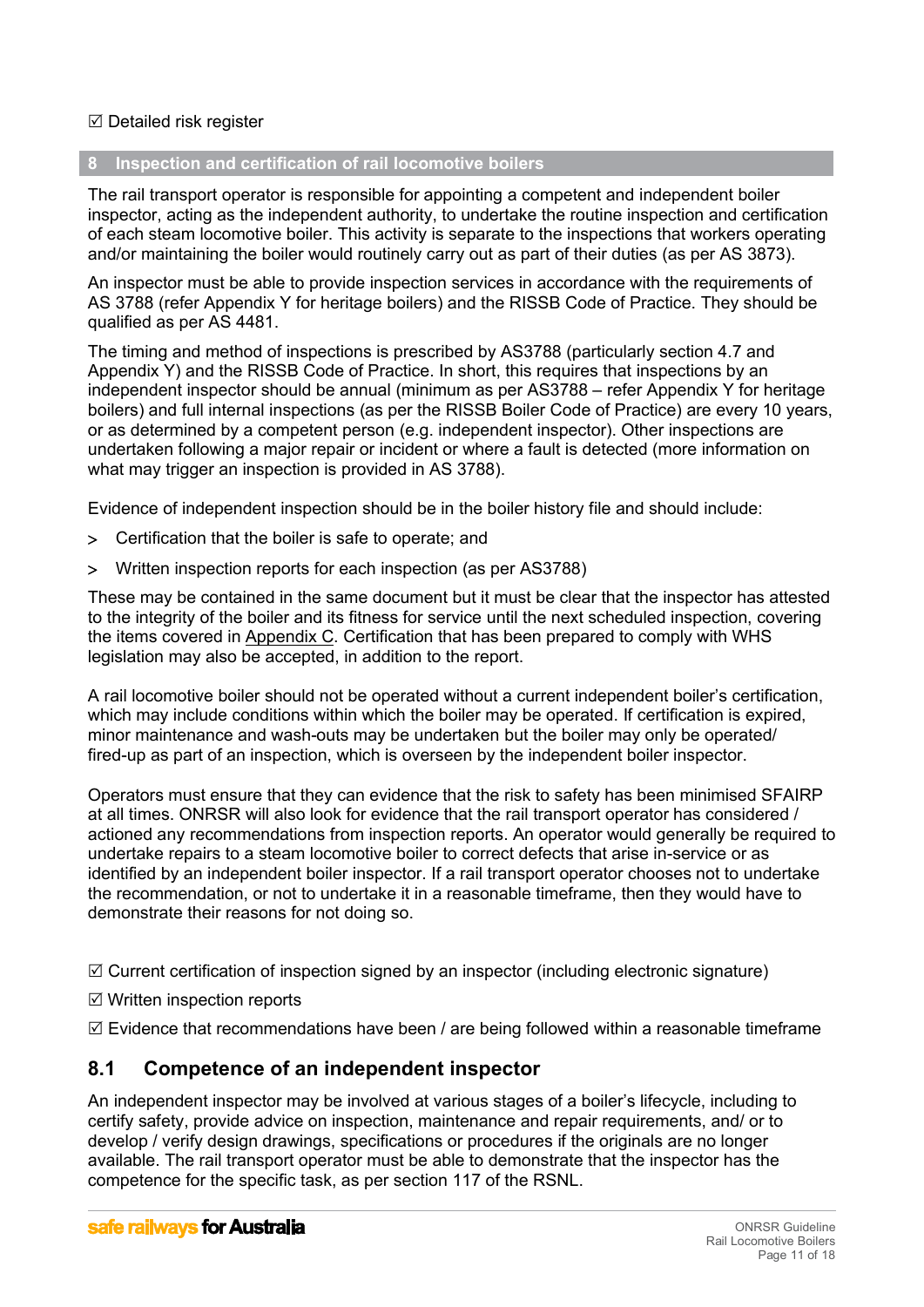☑ Detailed risk register

## 8 Inspection and certification of rail locomotive boilers

The rail transport operator is responsible for appointing a competent and independent boiler inspector, acting as the independent authority, to undertake the routine inspection and certification of each steam locomotive boiler. This activity is separate to the inspections that workers operating and/or maintaining the boiler would routinely carry out as part of their duties (as per AS 3873).

An inspector must be able to provide inspection services in accordance with the requirements of AS 3788 (refer Appendix Y for heritage boilers) and the RISSB Code of Practice. They should be qualified as per AS 4481.

The timing and method of inspections is prescribed by AS3788 (particularly section 4.7 and Appendix Y) and the RISSB Code of Practice. In short, this requires that inspections by an independent inspector should be annual (minimum as per AS3788 – refer Appendix Y for heritage boilers) and full internal inspections (as per the RISSB Boiler Code of Practice) are every 10 years, or as determined by a competent person (e.g. independent inspector). Other inspections are undertaken following a major repair or incident or where a fault is detected (more information on what may trigger an inspection is provided in AS 3788).

Evidence of independent inspection should be in the boiler history file and should include:

> Certification that the boiler is safe to operate; and

> Written inspection reports for each inspection (as per AS3788)

These may be contained in the same document but it must be clear that the inspector has attested to the integrity of the boiler and its fitness for service until the next scheduled inspection, covering the items covered in Appendix C. Certification that has been prepared to comply with WHS legislation may also be accepted, in addition to the report.

A rail locomotive boiler should not be operated without a current independent boiler's certification, which may include conditions within which the boiler may be operated. If certification is expired, minor maintenance and wash-outs may be undertaken but the boiler may only be operated/ fired-up as part of an inspection, which is overseen by the independent boiler inspector.

Operators must ensure that they can evidence that the risk to safety has been minimised SFAIRP at all times. ONRSR will also look for evidence that the rail transport operator has considered / actioned any recommendations from inspection reports. An operator would generally be required to undertake repairs to a steam locomotive boiler to correct defects that arise in-service or as identified by an independent boiler inspector. If a rail transport operator chooses not to undertake the recommendation, or not to undertake it in a reasonable timeframe, then they would have to demonstrate their reasons for not doing so.

☑ Current certification of inspection signed by an inspector (including electronic signature)

☑ Written inspection reports

☑ Evidence that recommendations have been / are being followed within a reasonable timeframe

### 8.1 Competence of an independent inspector

An independent inspector may be involved at various stages of a boiler's lifecycle, including to certify safety, provide advice on inspection, maintenance and repair requirements, and/ or to develop / verify design drawings, specifications or procedures if the originals are no longer available. The rail transport operator must be able to demonstrate that the inspector has the competence for the specific task, as per section 117 of the RSNL.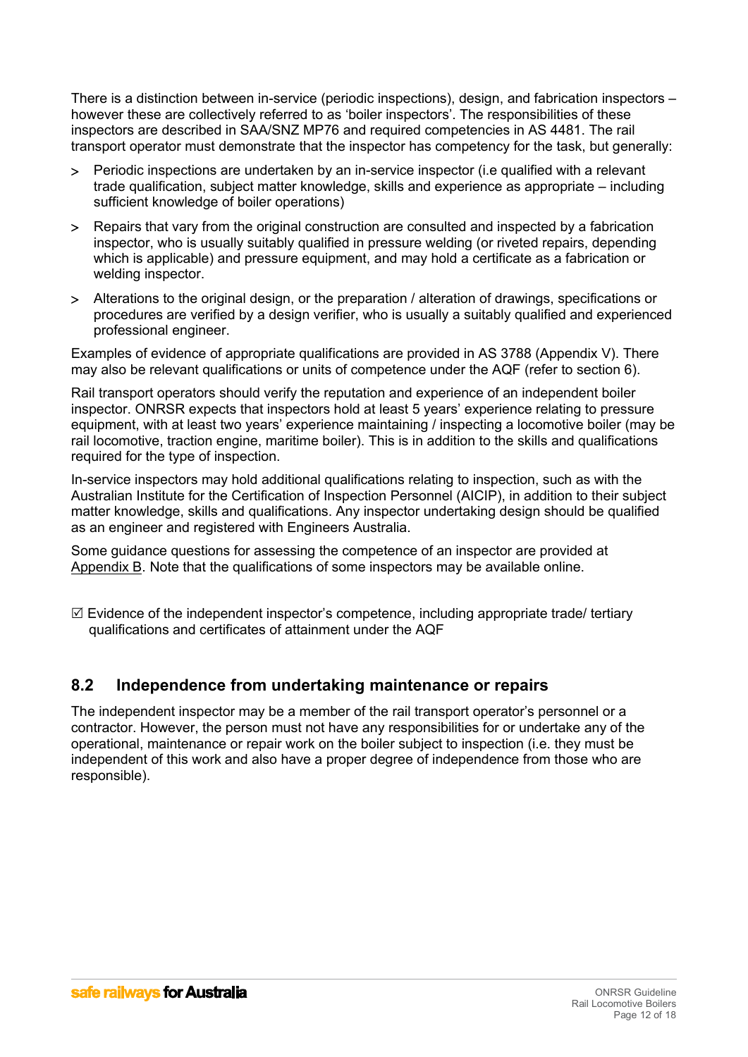There is a distinction between in-service (periodic inspections), design, and fabrication inspectors – however these are collectively referred to as 'boiler inspectors'. The responsibilities of these inspectors are described in SAA/SNZ MP76 and required competencies in AS 4481. The rail transport operator must demonstrate that the inspector has competency for the task, but generally:

> Periodic inspections are undertaken by an in-service inspector (i.e qualified with a relevant trade qualification, subject matter knowledge, skills and experience as appropriate – including sufficient knowledge of boiler operations)

> Repairs that vary from the original construction are consulted and inspected by a fabrication inspector, who is usually suitably qualified in pressure welding (or riveted repairs, depending which is applicable) and pressure equipment, and may hold a certificate as a fabrication or welding inspector.

> Alterations to the original design, or the preparation / alteration of drawings, specifications or procedures are verified by a design verifier, who is usually a suitably qualified and experienced professional engineer.

Examples of evidence of appropriate qualifications are provided in AS 3788 (Appendix V). There may also be relevant qualifications or units of competence under the AQF (refer to section 6).

Rail transport operators should verify the reputation and experience of an independent boiler inspector. ONRSR expects that inspectors hold at least 5 years' experience relating to pressure equipment, with at least two years' experience maintaining / inspecting a locomotive boiler (may be rail locomotive, traction engine, maritime boiler). This is in addition to the skills and qualifications required for the type of inspection.

In-service inspectors may hold additional qualifications relating to inspection, such as with the Australian Institute for the Certification of Inspection Personnel (AICIP), in addition to their subject matter knowledge, skills and qualifications. Any inspector undertaking design should be qualified as an engineer and registered with Engineers Australia.

Some guidance questions for assessing the competence of an inspector are provided at Appendix B. Note that the qualifications of some inspectors may be available online.

☑ Evidence of the independent inspector's competence, including appropriate trade/ tertiary qualifications and certificates of attainment under the AQF

## 8.2 Independence from undertaking maintenance or repairs

The independent inspector may be a member of the rail transport operator's personnel or a contractor. However, the person must not have any responsibilities for or undertake any of the operational, maintenance or repair work on the boiler subject to inspection (i.e. they must be independent of this work and also have a proper degree of independence from those who are responsible).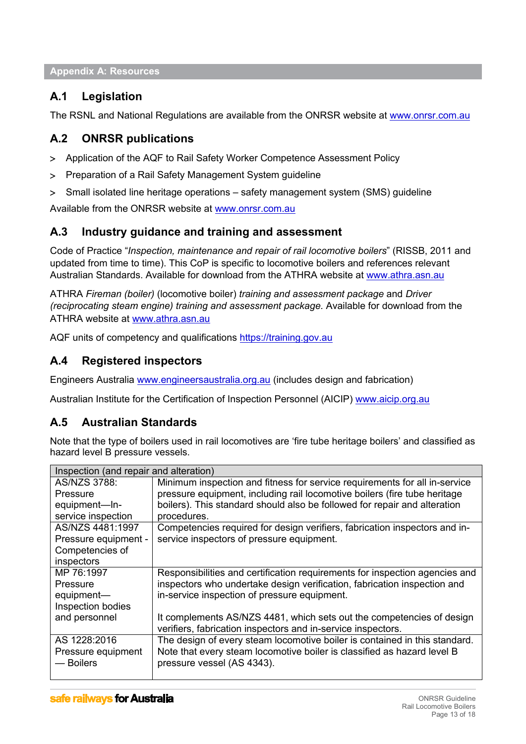## Appendix A: Resources

### A.1 Legislation

The RSNL and National Regulations are available from the ONRSR website at www.onrsr.com.au

### A.2 ONRSR publications

- Application of the AQF to Rail Safety Worker Competence Assessment Policy
- Preparation of a Rail Safety Management System guideline
- Small isolated line heritage operations – safety management system (SMS) guideline

Available from the ONRSR website at www.onrsr.com.au

### A.3 Industry guidance and training and assessment

Code of Practice "*Inspection, maintenance and repair of rail locomotive boilers*" (RISSB, 2011 and updated from time to time). This CoP is specific to locomotive boilers and references relevant Australian Standards. Available for download from the ATHRA website at www.athra.asn.au

ATHRA *Fireman (boiler)* (locomotive boiler) *training and assessment package* and *Driver (reciprocating steam engine) training and assessment package.* Available for download from the ATHRA website at www.athra.asn.au

AQF units of competency and qualifications https://training.gov.au

### A.4 Registered inspectors

Engineers Australia www.engineersaustralia.org.au (includes design and fabrication)

Australian Institute for the Certification of Inspection Personnel (AICIP) www.aicip.org.au

### A.5 Australian Standards

Note that the type of boilers used in rail locomotives are 'fire tube heritage boilers' and classified as hazard level B pressure vessels.

| Inspection (and repair and alteration) | |
|---|---|
| AS/NZS 3788: Pressure equipment—In-service inspection | Minimum inspection and fitness for service requirements for all in-service pressure equipment, including rail locomotive boilers (fire tube heritage boilers). This standard should also be followed for repair and alteration procedures. |
| AS/NZS 4481:1997 Pressure equipment - Competencies of inspectors | Competencies required for design verifiers, fabrication inspectors and in-service inspectors of pressure equipment. |
| MP 76:1997 Pressure equipment—Inspection bodies and personnel | Responsibilities and certification requirements for inspection agencies and inspectors who undertake design verification, fabrication inspection and in-service inspection of pressure equipment.<br><br>It complements AS/NZS 4481, which sets out the competencies of design verifiers, fabrication inspectors and in-service inspectors. |
| AS 1228:2016 Pressure equipment — Boilers | The design of every steam locomotive boiler is contained in this standard. Note that every steam locomotive boiler is classified as hazard level B pressure vessel (AS 4343). |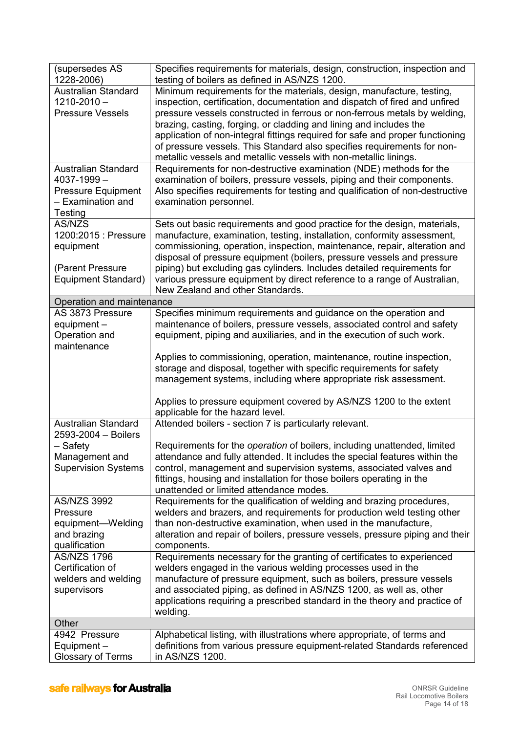| | |
|---|---|
| (supersedes AS 1228-2006) | Specifies requirements for materials, design, construction, inspection and testing of boilers as defined in AS/NZS 1200. |
| Australian Standard 1210-2010 – Pressure Vessels | Minimum requirements for the materials, design, manufacture, testing, inspection, certification, documentation and dispatch of fired and unfired pressure vessels constructed in ferrous or non-ferrous metals by welding, brazing, casting, forging, or cladding and lining and includes the application of non-integral fittings required for safe and proper functioning of pressure vessels. This Standard also specifies requirements for non-metallic vessels and metallic vessels with non-metallic linings. |
| Australian Standard 4037-1999 – Pressure Equipment – Examination and Testing | Requirements for non-destructive examination (NDE) methods for the examination of boilers, pressure vessels, piping and their components. Also specifies requirements for testing and qualification of non-destructive examination personnel. |
| AS/NZS 1200:2015 : Pressure equipment<br><br>(Parent Pressure Equipment Standard) | Sets out basic requirements and good practice for the design, materials, manufacture, examination, testing, installation, conformity assessment, commissioning, operation, inspection, maintenance, repair, alteration and disposal of pressure equipment (boilers, pressure vessels and pressure piping) but excluding gas cylinders. Includes detailed requirements for various pressure equipment by direct reference to a range of Australian, New Zealand and other Standards. |
| **Operation and maintenance** | |
| AS 3873 Pressure equipment – Operation and maintenance | Specifies minimum requirements and guidance on the operation and maintenance of boilers, pressure vessels, associated control and safety equipment, piping and auxiliaries, and in the execution of such work.<br><br>Applies to commissioning, operation, maintenance, routine inspection, storage and disposal, together with specific requirements for safety management systems, including where appropriate risk assessment.<br><br>Applies to pressure equipment covered by AS/NZS 1200 to the extent applicable for the hazard level. |
| Australian Standard 2593-2004 – Boilers – Safety Management and Supervision Systems | Attended boilers - section 7 is particularly relevant.<br><br>Requirements for the *operation* of boilers, including unattended, limited attendance and fully attended. It includes the special features within the control, management and supervision systems, associated valves and fittings, housing and installation for those boilers operating in the unattended or limited attendance modes. |
| AS/NZS 3992 Pressure equipment—Welding and brazing qualification | Requirements for the qualification of welding and brazing procedures, welders and brazers, and requirements for production weld testing other than non-destructive examination, when used in the manufacture, alteration and repair of boilers, pressure vessels, pressure piping and their components. |
| AS/NZS 1796 Certification of welders and welding supervisors | Requirements necessary for the granting of certificates to experienced welders engaged in the various welding processes used in the manufacture of pressure equipment, such as boilers, pressure vessels and associated piping, as defined in AS/NZS 1200, as well as, other applications requiring a prescribed standard in the theory and practice of welding. |
| **Other** | |
| 4942 Pressure Equipment – Glossary of Terms | Alphabetical listing, with illustrations where appropriate, of terms and definitions from various pressure equipment-related Standards referenced in AS/NZS 1200. |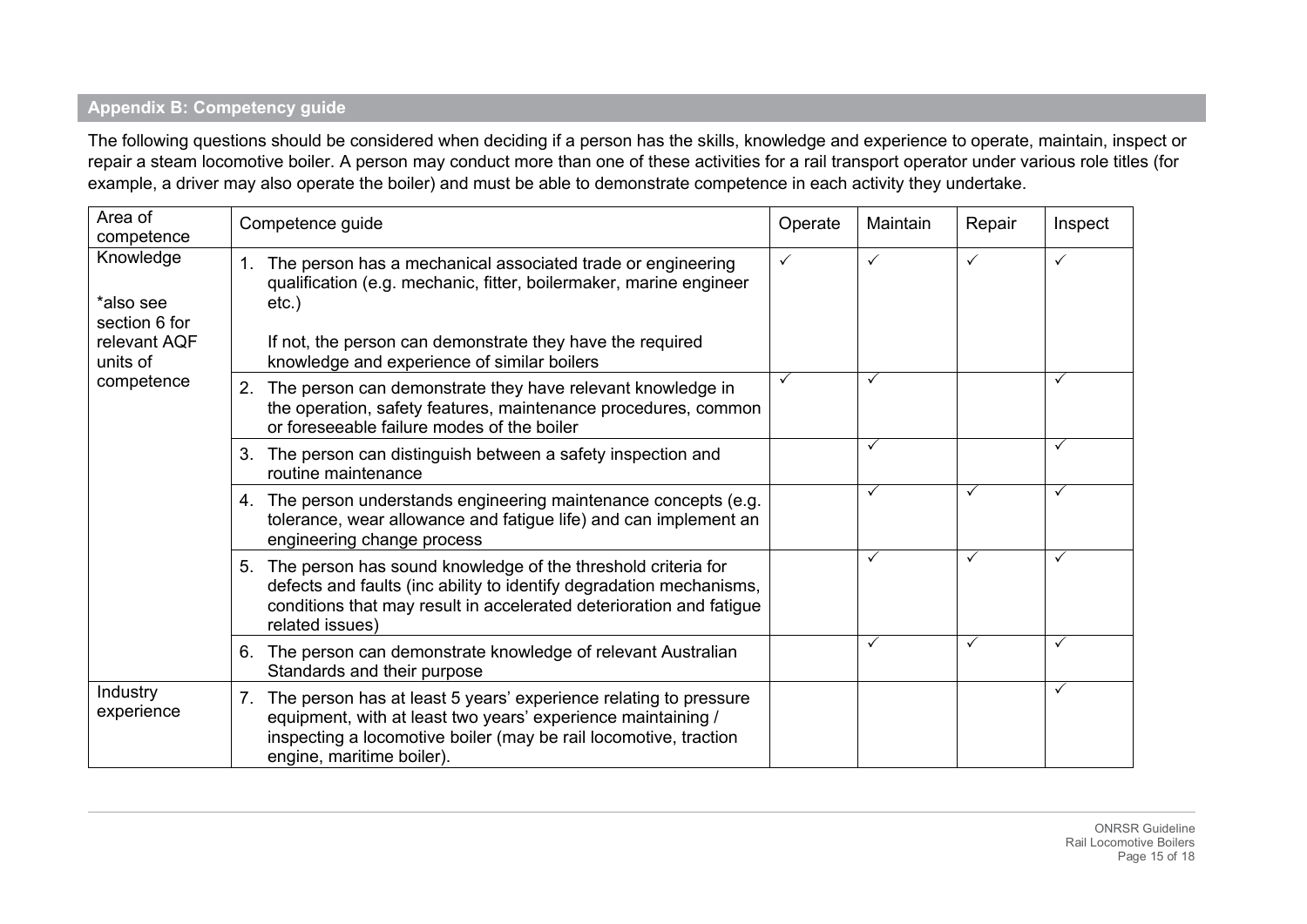## Appendix B: Competency guide

The following questions should be considered when deciding if a person has the skills, knowledge and experience to operate, maintain, inspect or repair a steam locomotive boiler. A person may conduct more than one of these activities for a rail transport operator under various role titles (for example, a driver may also operate the boiler) and must be able to demonstrate competence in each activity they undertake.

| Area of competence | Competence guide | Operate | Maintain | Repair | Inspect |
|---|---|---|---|---|---|
| Knowledge<br><br>*also see section 6 for relevant AQF units of competence | 1. The person has a mechanical associated trade or engineering qualification (e.g. mechanic, fitter, boilermaker, marine engineer etc.)<br><br>If not, the person can demonstrate they have the required knowledge and experience of similar boilers | ✓ | ✓ | ✓ | ✓ |
| | 2. The person can demonstrate they have relevant knowledge in the operation, safety features, maintenance procedures, common or foreseeable failure modes of the boiler | ✓ | ✓ | | ✓ |
| | 3. The person can distinguish between a safety inspection and routine maintenance | | ✓ | | ✓ |
| | 4. The person understands engineering maintenance concepts (e.g. tolerance, wear allowance and fatigue life) and can implement an engineering change process | | ✓ | ✓ | ✓ |
| | 5. The person has sound knowledge of the threshold criteria for defects and faults (inc ability to identify degradation mechanisms, conditions that may result in accelerated deterioration and fatigue related issues) | | ✓ | ✓ | ✓ |
| | 6. The person can demonstrate knowledge of relevant Australian Standards and their purpose | | ✓ | ✓ | ✓ |
| Industry experience | 7. The person has at least 5 years' experience relating to pressure equipment, with at least two years' experience maintaining / inspecting a locomotive boiler (may be rail locomotive, traction engine, maritime boiler). | | | | ✓ |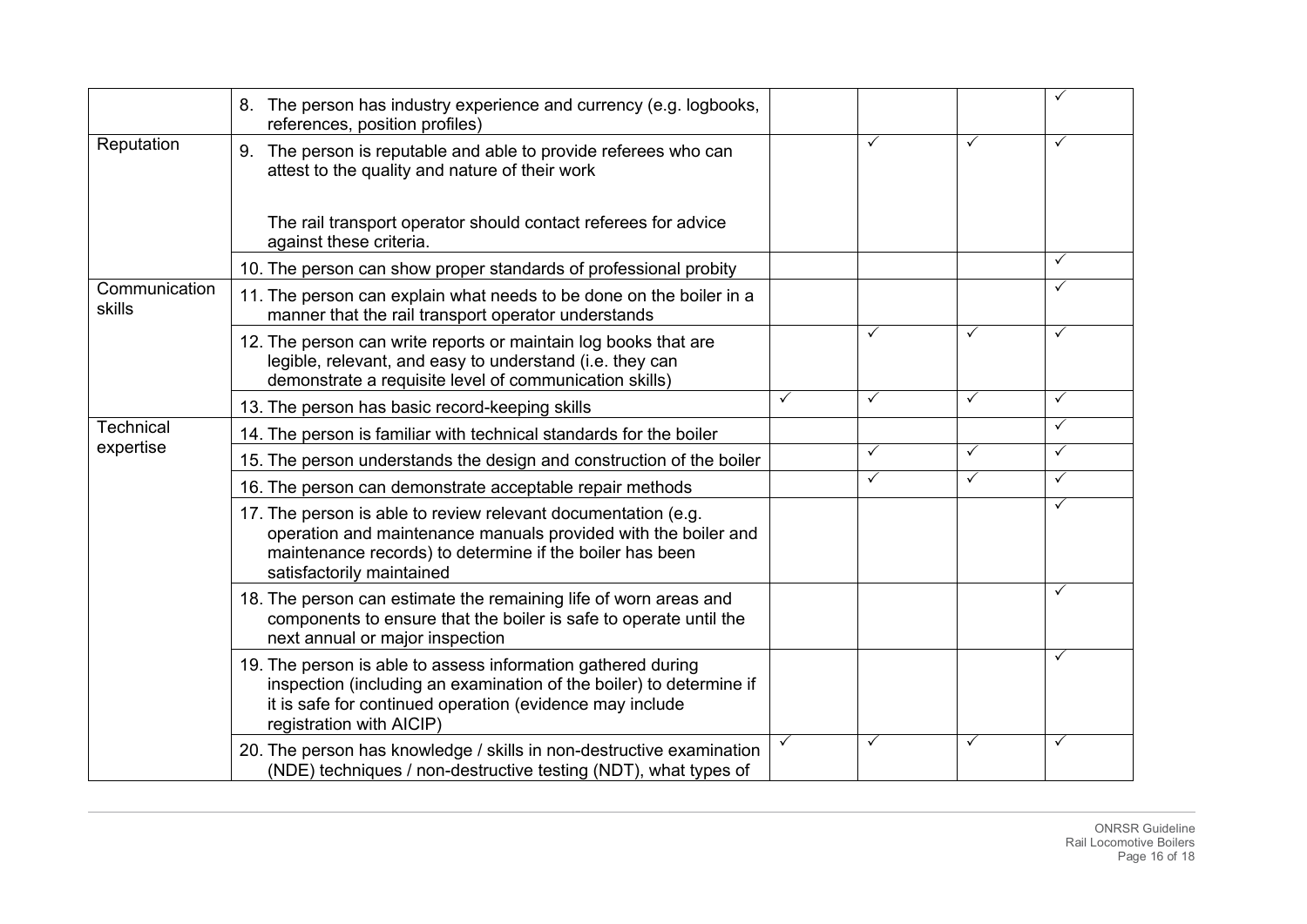| | | | | | |
|---|---|---|---|---|---|
| | 8. The person has industry experience and currency (e.g. logbooks, references, position profiles) | | | | ✓ |
| Reputation | 9. The person is reputable and able to provide referees who can attest to the quality and nature of their work<br><br>The rail transport operator should contact referees for advice against these criteria. | | ✓ | ✓ | ✓ |
| | 10. The person can show proper standards of professional probity | | | | ✓ |
| Communication skills | 11. The person can explain what needs to be done on the boiler in a manner that the rail transport operator understands | | | | ✓ |
| | 12. The person can write reports or maintain log books that are legible, relevant, and easy to understand (i.e. they can demonstrate a requisite level of communication skills) | | ✓ | ✓ | ✓ |
| | 13. The person has basic record-keeping skills | ✓ | ✓ | ✓ | ✓ |
| Technical expertise | 14. The person is familiar with technical standards for the boiler | | | | ✓ |
| | 15. The person understands the design and construction of the boiler | | ✓ | ✓ | ✓ |
| | 16. The person can demonstrate acceptable repair methods | | ✓ | ✓ | ✓ |
| | 17. The person is able to review relevant documentation (e.g. operation and maintenance manuals provided with the boiler and maintenance records) to determine if the boiler has been satisfactorily maintained | | | | ✓ |
| | 18. The person can estimate the remaining life of worn areas and components to ensure that the boiler is safe to operate until the next annual or major inspection | | | | ✓ |
| | 19. The person is able to assess information gathered during inspection (including an examination of the boiler) to determine if it is safe for continued operation (evidence may include registration with AICIP) | | | | ✓ |
| | 20. The person has knowledge / skills in non-destructive examination (NDE) techniques / non-destructive testing (NDT), what types of | ✓ | ✓ | ✓ | ✓ |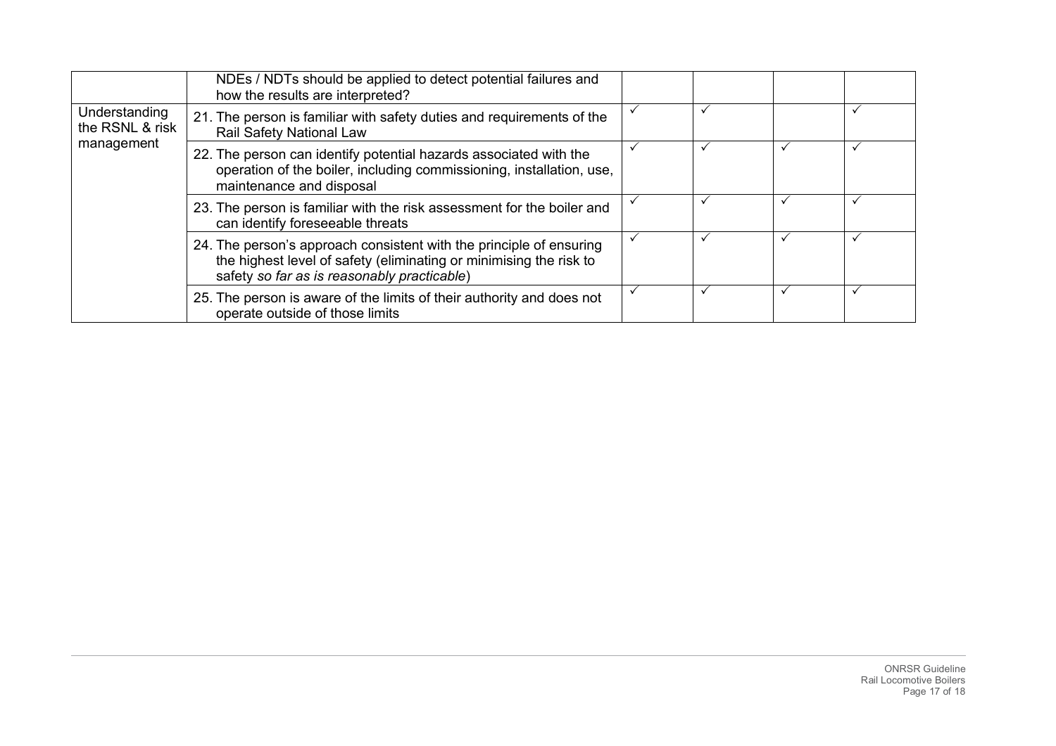| | | | | | |
|---|---|---|---|---|---|
| | NDEs / NDTs should be applied to detect potential failures and how the results are interpreted? | | | | |
| Understanding the RSNL & risk management | 21. The person is familiar with safety duties and requirements of the Rail Safety National Law | ✓ | ✓ | | ✓ |
| | 22. The person can identify potential hazards associated with the operation of the boiler, including commissioning, installation, use, maintenance and disposal | ✓ | ✓ | ✓ | ✓ |
| | 23. The person is familiar with the risk assessment for the boiler and can identify foreseeable threats | ✓ | ✓ | ✓ | ✓ |
| | 24. The person's approach consistent with the principle of ensuring the highest level of safety (eliminating or minimising the risk to safety *so far as is reasonably practicable*) | ✓ | ✓ | ✓ | ✓ |
| | 25. The person is aware of the limits of their authority and does not operate outside of those limits | ✓ | ✓ | ✓ | ✓ |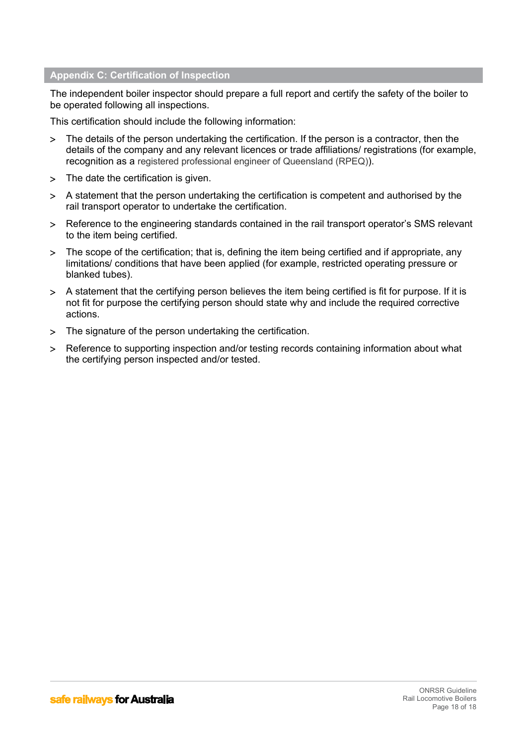## Appendix C: Certification of Inspection

The independent boiler inspector should prepare a full report and certify the safety of the boiler to be operated following all inspections.

This certification should include the following information:

- The details of the person undertaking the certification. If the person is a contractor, then the details of the company and any relevant licences or trade affiliations/ registrations (for example, recognition as a registered professional engineer of Queensland (RPEQ)).
- The date the certification is given.
- A statement that the person undertaking the certification is competent and authorised by the rail transport operator to undertake the certification.
- Reference to the engineering standards contained in the rail transport operator's SMS relevant to the item being certified.
- The scope of the certification; that is, defining the item being certified and if appropriate, any limitations/ conditions that have been applied (for example, restricted operating pressure or blanked tubes).
- A statement that the certifying person believes the item being certified is fit for purpose. If it is not fit for purpose the certifying person should state why and include the required corrective actions.
- The signature of the person undertaking the certification.
- Reference to supporting inspection and/or testing records containing information about what the certifying person inspected and/or tested.